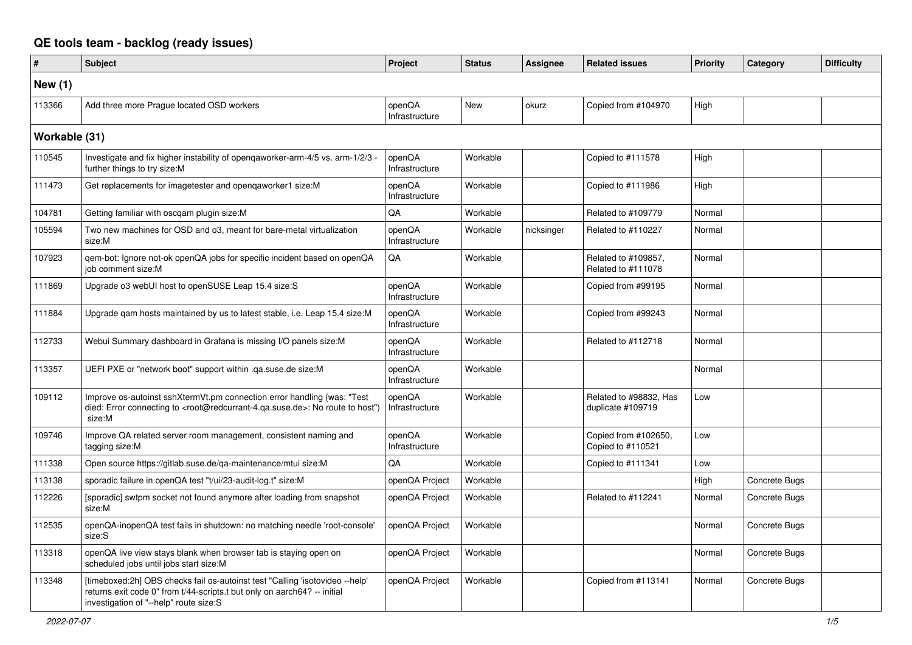# QE tools team - backlog (ready issues)

| # | Subject | Project | Status | Assignee | Related issues | Priority | Category | Difficulty |
|---|---|---|---|---|---|---|---|---|
| **New (1)** | | | | | | | | |
| 113366 | Add three more Prague located OSD workers | openQA Infrastructure | New | okurz | Copied from #104970 | High | | |
| **Workable (31)** | | | | | | | | |
| 110545 | Investigate and fix higher instability of openqaworker-arm-4/5 vs. arm-1/2/3 - further things to try size:M | openQA Infrastructure | Workable | | Copied to #111578 | High | | |
| 111473 | Get replacements for imagetester and openqaworker1 size:M | openQA Infrastructure | Workable | | Copied to #111986 | High | | |
| 104781 | Getting familiar with oscqam plugin size:M | QA | Workable | | Related to #109779 | Normal | | |
| 105594 | Two new machines for OSD and o3, meant for bare-metal virtualization size:M | openQA Infrastructure | Workable | nicksinger | Related to #110227 | Normal | | |
| 107923 | qem-bot: Ignore not-ok openQA jobs for specific incident based on openQA job comment size:M | QA | Workable | | Related to #109857, Related to #111078 | Normal | | |
| 111869 | Upgrade o3 webUI host to openSUSE Leap 15.4 size:S | openQA Infrastructure | Workable | | Copied from #99195 | Normal | | |
| 111884 | Upgrade qam hosts maintained by us to latest stable, i.e. Leap 15.4 size:M | openQA Infrastructure | Workable | | Copied from #99243 | Normal | | |
| 112733 | Webui Summary dashboard in Grafana is missing I/O panels size:M | openQA Infrastructure | Workable | | Related to #112718 | Normal | | |
| 113357 | UEFI PXE or "network boot" support within .qa.suse.de size:M | openQA Infrastructure | Workable | | | Normal | | |
| 109112 | Improve os-autoinst sshXtermVt.pm connection error handling (was: "Test died: Error connecting to <root@redcurrant-4.qa.suse.de>: No route to host") size:M | openQA Infrastructure | Workable | | Related to #98832, Has duplicate #109719 | Low | | |
| 109746 | Improve QA related server room management, consistent naming and tagging size:M | openQA Infrastructure | Workable | | Copied from #102650, Copied to #110521 | Low | | |
| 111338 | Open source https://gitlab.suse.de/qa-maintenance/mtui size:M | QA | Workable | | Copied to #111341 | Low | | |
| 113138 | sporadic failure in openQA test "t/ui/23-audit-log.t" size:M | openQA Project | Workable | | | High | Concrete Bugs | |
| 112226 | [sporadic] swtpm socket not found anymore after loading from snapshot size:M | openQA Project | Workable | | Related to #112241 | Normal | Concrete Bugs | |
| 112535 | openQA-inopenQA test fails in shutdown: no matching needle 'root-console' size:S | openQA Project | Workable | | | Normal | Concrete Bugs | |
| 113318 | openQA live view stays blank when browser tab is staying open on scheduled jobs until jobs start size:M | openQA Project | Workable | | | Normal | Concrete Bugs | |
| 113348 | [timeboxed:2h] OBS checks fail os-autoinst test "Calling 'isotovideo --help' returns exit code 0" from t/44-scripts.t but only on aarch64? -- initial investigation of "--help" route size:S | openQA Project | Workable | | Copied from #113141 | Normal | Concrete Bugs | |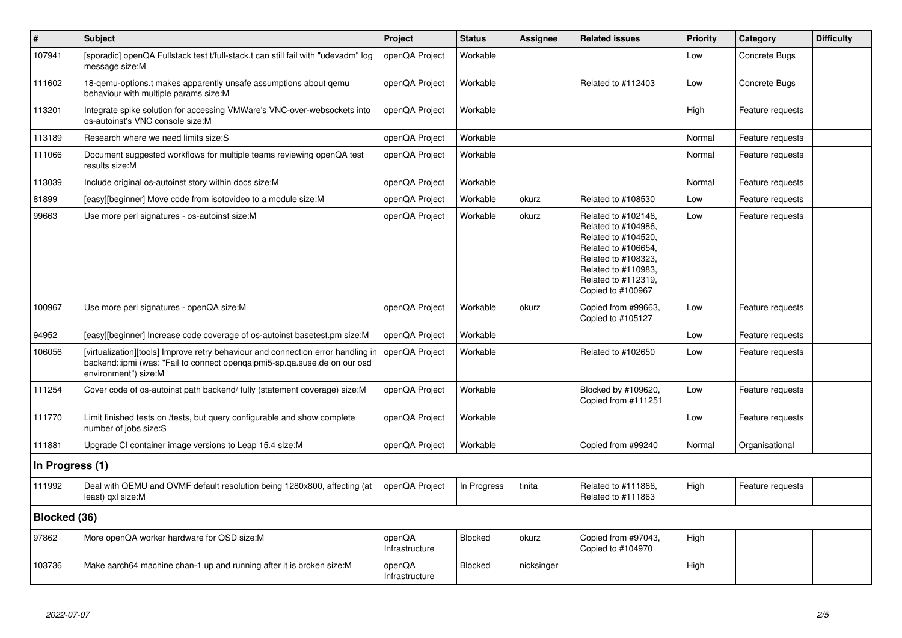| # | Subject | Project | Status | Assignee | Related issues | Priority | Category | Difficulty |
|---|---|---|---|---|---|---|---|---|
| 107941 | [sporadic] openQA Fullstack test t/full-stack.t can still fail with "udevadm" log message size:M | openQA Project | Workable | | | Low | Concrete Bugs | |
| 111602 | 18-qemu-options.t makes apparently unsafe assumptions about qemu behaviour with multiple params size:M | openQA Project | Workable | | Related to #112403 | Low | Concrete Bugs | |
| 113201 | Integrate spike solution for accessing VMWare's VNC-over-websockets into os-autoinst's VNC console size:M | openQA Project | Workable | | | High | Feature requests | |
| 113189 | Research where we need limits size:S | openQA Project | Workable | | | Normal | Feature requests | |
| 111066 | Document suggested workflows for multiple teams reviewing openQA test results size:M | openQA Project | Workable | | | Normal | Feature requests | |
| 113039 | Include original os-autoinst story within docs size:M | openQA Project | Workable | | | Normal | Feature requests | |
| 81899 | [easy][beginner] Move code from isotovideo to a module size:M | openQA Project | Workable | okurz | Related to #108530 | Low | Feature requests | |
| 99663 | Use more perl signatures - os-autoinst size:M | openQA Project | Workable | okurz | Related to #102146, Related to #104986, Related to #104520, Related to #106654, Related to #108323, Related to #110983, Related to #112319, Copied to #100967 | Low | Feature requests | |
| 100967 | Use more perl signatures - openQA size:M | openQA Project | Workable | okurz | Copied from #99663, Copied to #105127 | Low | Feature requests | |
| 94952 | [easy][beginner] Increase code coverage of os-autoinst basetest.pm size:M | openQA Project | Workable | | | Low | Feature requests | |
| 106056 | [virtualization][tools] Improve retry behaviour and connection error handling in backend::ipmi (was: "Fail to connect openqaipmi5-sp.qa.suse.de on our osd environment") size:M | openQA Project | Workable | | Related to #102650 | Low | Feature requests | |
| 111254 | Cover code of os-autoinst path backend/ fully (statement coverage) size:M | openQA Project | Workable | | Blocked by #109620, Copied from #111251 | Low | Feature requests | |
| 111770 | Limit finished tests on /tests, but query configurable and show complete number of jobs size:S | openQA Project | Workable | | | Low | Feature requests | |
| 111881 | Upgrade CI container image versions to Leap 15.4 size:M | openQA Project | Workable | | Copied from #99240 | Normal | Organisational | |
| **In Progress (1)** | | | | | | | | |
| 111992 | Deal with QEMU and OVMF default resolution being 1280x800, affecting (at least) qxl size:M | openQA Project | In Progress | tinita | Related to #111866, Related to #111863 | High | Feature requests | |
| **Blocked (36)** | | | | | | | | |
| 97862 | More openQA worker hardware for OSD size:M | openQA Infrastructure | Blocked | okurz | Copied from #97043, Copied to #104970 | High | | |
| 103736 | Make aarch64 machine chan-1 up and running after it is broken size:M | openQA Infrastructure | Blocked | nicksinger | | High | | |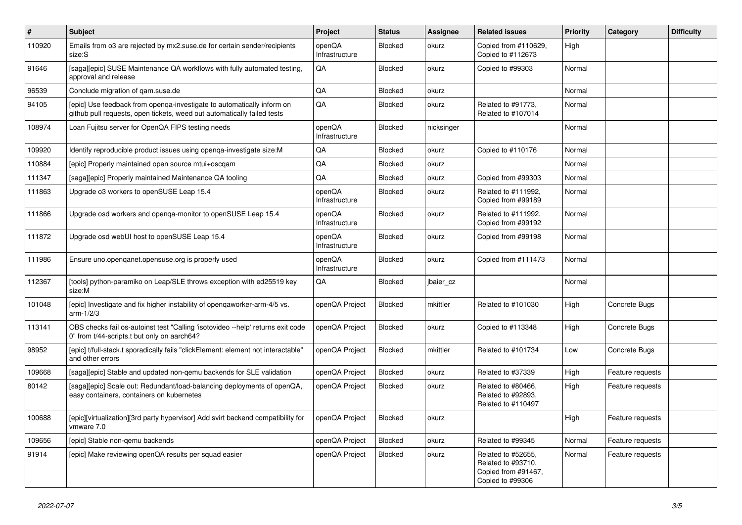| # | Subject | Project | Status | Assignee | Related issues | Priority | Category | Difficulty |
|---|---|---|---|---|---|---|---|---|
| 110920 | Emails from o3 are rejected by mx2.suse.de for certain sender/recipients size:S | openQA Infrastructure | Blocked | okurz | Copied from #110629, Copied to #112673 | High | | |
| 91646 | [saga][epic] SUSE Maintenance QA workflows with fully automated testing, approval and release | QA | Blocked | okurz | Copied to #99303 | Normal | | |
| 96539 | Conclude migration of qam.suse.de | QA | Blocked | okurz | | Normal | | |
| 94105 | [epic] Use feedback from openqa-investigate to automatically inform on github pull requests, open tickets, weed out automatically failed tests | QA | Blocked | okurz | Related to #91773, Related to #107014 | Normal | | |
| 108974 | Loan Fujitsu server for OpenQA FIPS testing needs | openQA Infrastructure | Blocked | nicksinger | | Normal | | |
| 109920 | Identify reproducible product issues using openqa-investigate size:M | QA | Blocked | okurz | Copied to #110176 | Normal | | |
| 110884 | [epic] Properly maintained open source mtui+oscqam | QA | Blocked | okurz | | Normal | | |
| 111347 | [saga][epic] Properly maintained Maintenance QA tooling | QA | Blocked | okurz | Copied from #99303 | Normal | | |
| 111863 | Upgrade o3 workers to openSUSE Leap 15.4 | openQA Infrastructure | Blocked | okurz | Related to #111992, Copied from #99189 | Normal | | |
| 111866 | Upgrade osd workers and openqa-monitor to openSUSE Leap 15.4 | openQA Infrastructure | Blocked | okurz | Related to #111992, Copied from #99192 | Normal | | |
| 111872 | Upgrade osd webUI host to openSUSE Leap 15.4 | openQA Infrastructure | Blocked | okurz | Copied from #99198 | Normal | | |
| 111986 | Ensure uno.openqanet.opensuse.org is properly used | openQA Infrastructure | Blocked | okurz | Copied from #111473 | Normal | | |
| 112367 | [tools] python-paramiko on Leap/SLE throws exception with ed25519 key size:M | QA | Blocked | jbaier_cz | | Normal | | |
| 101048 | [epic] Investigate and fix higher instability of openqaworker-arm-4/5 vs. arm-1/2/3 | openQA Project | Blocked | mkittler | Related to #101030 | High | Concrete Bugs | |
| 113141 | OBS checks fail os-autoinst test "Calling 'isotovideo --help' returns exit code 0" from t/44-scripts.t but only on aarch64? | openQA Project | Blocked | okurz | Copied to #113348 | High | Concrete Bugs | |
| 98952 | [epic] t/full-stack.t sporadically fails "clickElement: element not interactable" and other errors | openQA Project | Blocked | mkittler | Related to #101734 | Low | Concrete Bugs | |
| 109668 | [saga][epic] Stable and updated non-qemu backends for SLE validation | openQA Project | Blocked | okurz | Related to #37339 | High | Feature requests | |
| 80142 | [saga][epic] Scale out: Redundant/load-balancing deployments of openQA, easy containers, containers on kubernetes | openQA Project | Blocked | okurz | Related to #80466, Related to #92893, Related to #110497 | High | Feature requests | |
| 100688 | [epic][virtualization][3rd party hypervisor] Add svirt backend compatibility for vmware 7.0 | openQA Project | Blocked | okurz | | High | Feature requests | |
| 109656 | [epic] Stable non-qemu backends | openQA Project | Blocked | okurz | Related to #99345 | Normal | Feature requests | |
| 91914 | [epic] Make reviewing openQA results per squad easier | openQA Project | Blocked | okurz | Related to #52655, Related to #93710, Copied from #91467, Copied to #99306 | Normal | Feature requests | |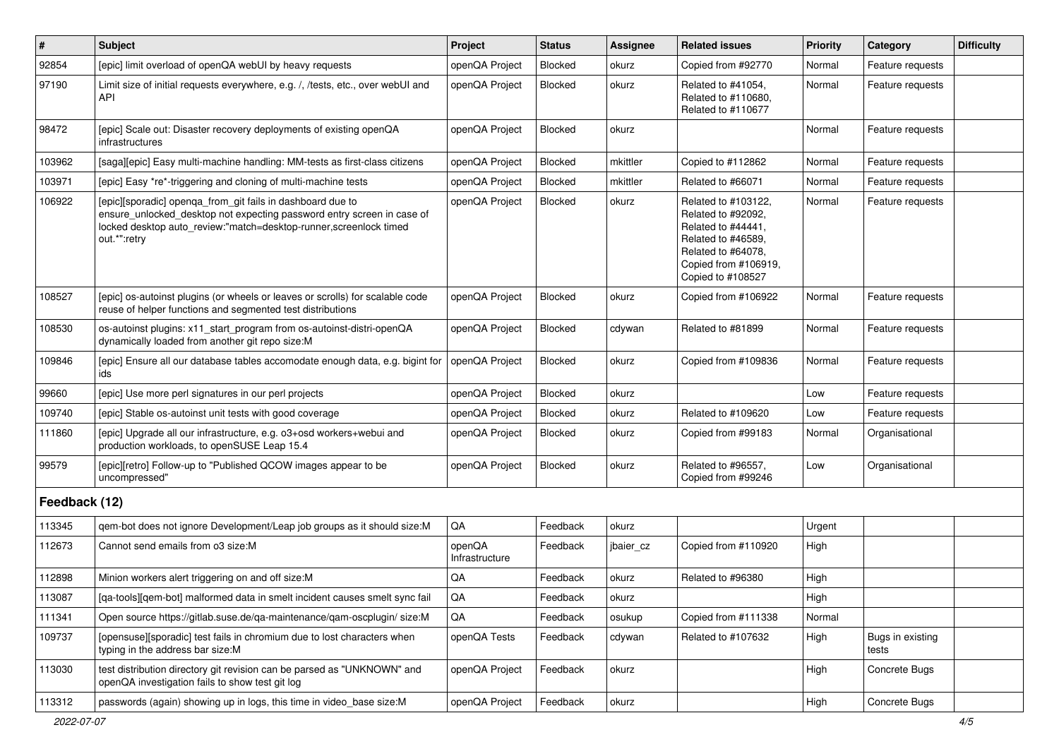| # | Subject | Project | Status | Assignee | Related issues | Priority | Category | Difficulty |
|---|---|---|---|---|---|---|---|---|
| 92854 | [epic] limit overload of openQA webUI by heavy requests | openQA Project | Blocked | okurz | Copied from #92770 | Normal | Feature requests | |
| 97190 | Limit size of initial requests everywhere, e.g. /, /tests, etc., over webUI and API | openQA Project | Blocked | okurz | Related to #41054, Related to #110680, Related to #110677 | Normal | Feature requests | |
| 98472 | [epic] Scale out: Disaster recovery deployments of existing openQA infrastructures | openQA Project | Blocked | okurz | | Normal | Feature requests | |
| 103962 | [saga][epic] Easy multi-machine handling: MM-tests as first-class citizens | openQA Project | Blocked | mkittler | Copied to #112862 | Normal | Feature requests | |
| 103971 | [epic] Easy *re*-triggering and cloning of multi-machine tests | openQA Project | Blocked | mkittler | Related to #66071 | Normal | Feature requests | |
| 106922 | [epic][sporadic] openqa_from_git fails in dashboard due to ensure_unlocked_desktop not expecting password entry screen in case of locked desktop auto_review:"match=desktop-runner,screenlock timed out.*":retry | openQA Project | Blocked | okurz | Related to #103122, Related to #92092, Related to #44441, Related to #46589, Related to #64078, Copied from #106919, Copied to #108527 | Normal | Feature requests | |
| 108527 | [epic] os-autoinst plugins (or wheels or leaves or scrolls) for scalable code reuse of helper functions and segmented test distributions | openQA Project | Blocked | okurz | Copied from #106922 | Normal | Feature requests | |
| 108530 | os-autoinst plugins: x11_start_program from os-autoinst-distri-openQA dynamically loaded from another git repo size:M | openQA Project | Blocked | cdywan | Related to #81899 | Normal | Feature requests | |
| 109846 | [epic] Ensure all our database tables accomodate enough data, e.g. bigint for ids | openQA Project | Blocked | okurz | Copied from #109836 | Normal | Feature requests | |
| 99660 | [epic] Use more perl signatures in our perl projects | openQA Project | Blocked | okurz | | Low | Feature requests | |
| 109740 | [epic] Stable os-autoinst unit tests with good coverage | openQA Project | Blocked | okurz | Related to #109620 | Low | Feature requests | |
| 111860 | [epic] Upgrade all our infrastructure, e.g. o3+osd workers+webui and production workloads, to openSUSE Leap 15.4 | openQA Project | Blocked | okurz | Copied from #99183 | Normal | Organisational | |
| 99579 | [epic][retro] Follow-up to "Published QCOW images appear to be uncompressed" | openQA Project | Blocked | okurz | Related to #96557, Copied from #99246 | Low | Organisational | |
| **Feedback (12)** | | | | | | | | |
| 113345 | qem-bot does not ignore Development/Leap job groups as it should size:M | QA | Feedback | okurz | | Urgent | | |
| 112673 | Cannot send emails from o3 size:M | openQA Infrastructure | Feedback | jbaier_cz | Copied from #110920 | High | | |
| 112898 | Minion workers alert triggering on and off size:M | QA | Feedback | okurz | Related to #96380 | High | | |
| 113087 | [qa-tools][qem-bot] malformed data in smelt incident causes smelt sync fail | QA | Feedback | okurz | | High | | |
| 111341 | Open source https://gitlab.suse.de/qa-maintenance/qam-oscplugin/ size:M | QA | Feedback | osukup | Copied from #111338 | Normal | | |
| 109737 | [opensuse][sporadic] test fails in chromium due to lost characters when typing in the address bar size:M | openQA Tests | Feedback | cdywan | Related to #107632 | High | Bugs in existing tests | |
| 113030 | test distribution directory git revision can be parsed as "UNKNOWN" and openQA investigation fails to show test git log | openQA Project | Feedback | okurz | | High | Concrete Bugs | |
| 113312 | passwords (again) showing up in logs, this time in video_base size:M | openQA Project | Feedback | okurz | | High | Concrete Bugs | |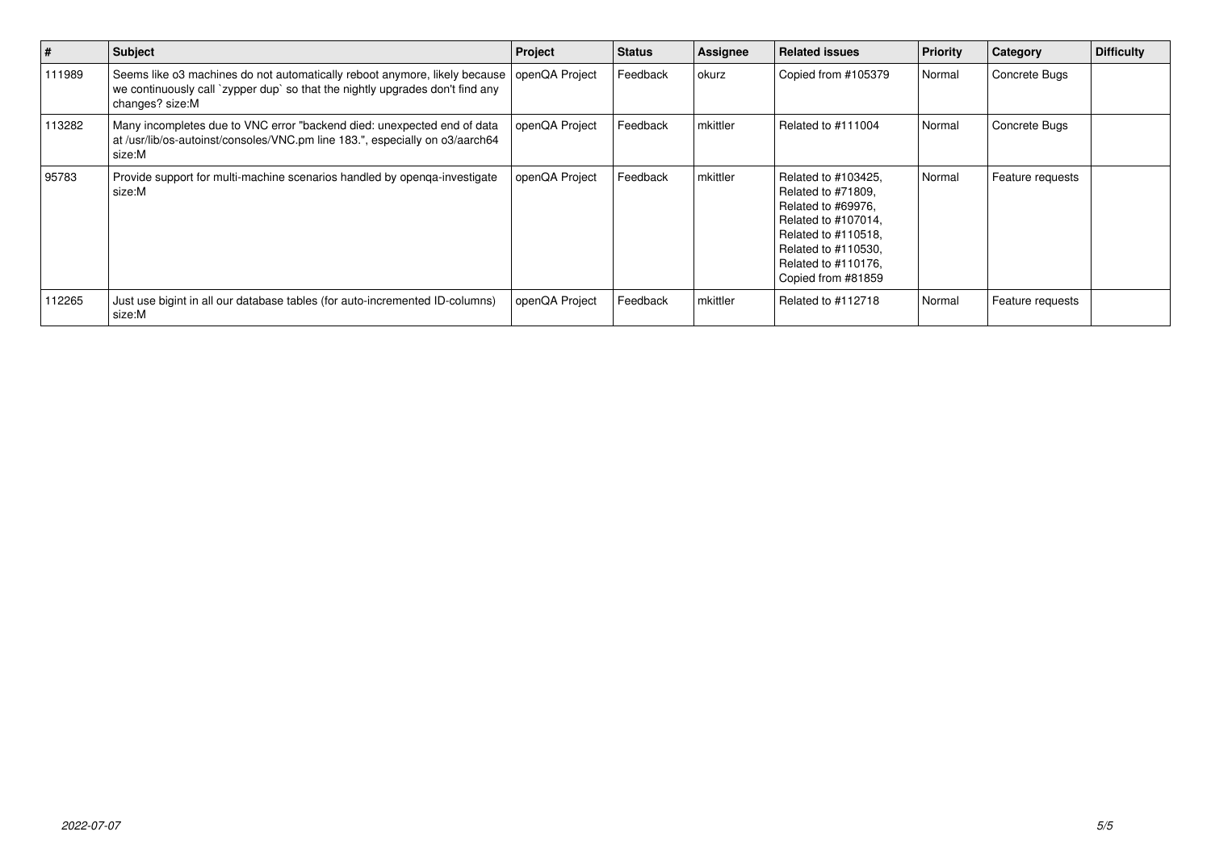| # | Subject | Project | Status | Assignee | Related issues | Priority | Category | Difficulty |
|---|---|---|---|---|---|---|---|---|
| 111989 | Seems like o3 machines do not automatically reboot anymore, likely because we continuously call `zypper dup` so that the nightly upgrades don't find any changes? size:M | openQA Project | Feedback | okurz | Copied from #105379 | Normal | Concrete Bugs | |
| 113282 | Many incompletes due to VNC error "backend died: unexpected end of data at /usr/lib/os-autoinst/consoles/VNC.pm line 183.", especially on o3/aarch64 size:M | openQA Project | Feedback | mkittler | Related to #111004 | Normal | Concrete Bugs | |
| 95783 | Provide support for multi-machine scenarios handled by openqa-investigate size:M | openQA Project | Feedback | mkittler | Related to #103425, Related to #71809, Related to #69976, Related to #107014, Related to #110518, Related to #110530, Related to #110176, Copied from #81859 | Normal | Feature requests | |
| 112265 | Just use bigint in all our database tables (for auto-incremented ID-columns) size:M | openQA Project | Feedback | mkittler | Related to #112718 | Normal | Feature requests | |